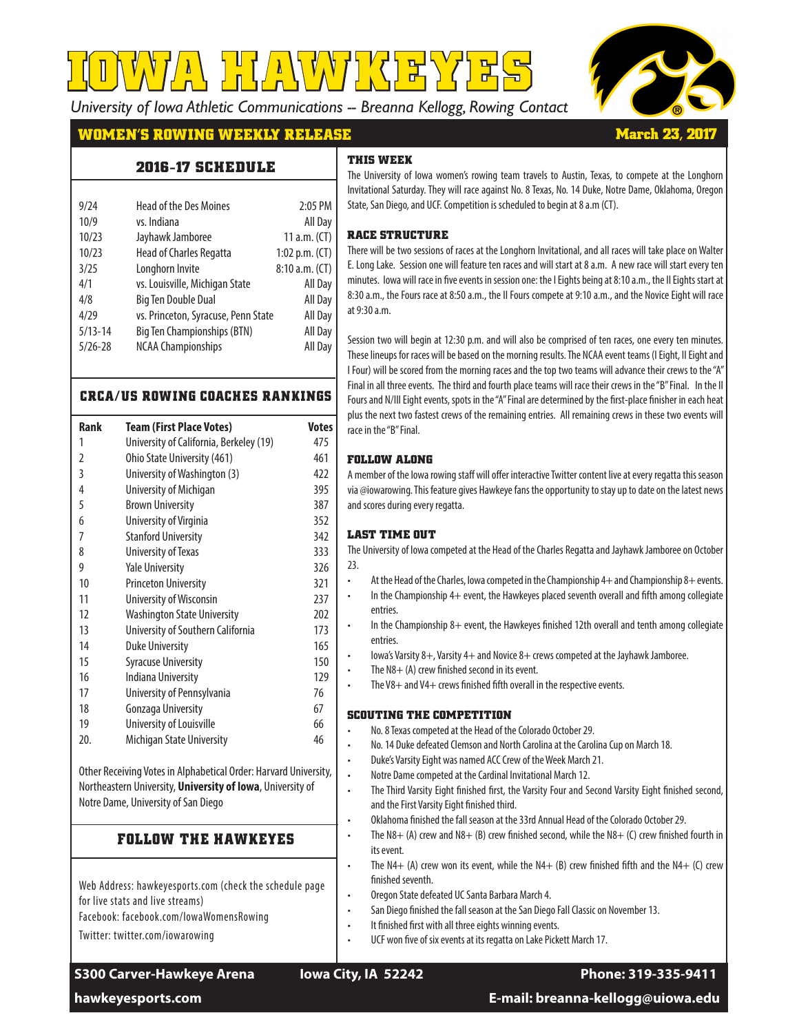# IOWA HAWKEYES

*University of Iowa Athletic Communications -- Breanna Kellogg, Rowing Contact*

## WOMEN'S ROWING WEEKLY RELEASE

**March 23, 2017**

### 2016-17 SCHEDULE

| | | |
|---|---|---|
| 9/24 | Head of the Des Moines | 2:05 PM |
| 10/9 | vs. Indiana | All Day |
| 10/23 | Jayhawk Jamboree | 11 a.m. (CT) |
| 10/23 | Head of Charles Regatta | 1:02 p.m. (CT) |
| 3/25 | Longhorn Invite | 8:10 a.m. (CT) |
| 4/1 | vs. Louisville, Michigan State | All Day |
| 4/8 | Big Ten Double Dual | All Day |
| 4/29 | vs. Princeton, Syracuse, Penn State | All Day |
| 5/13-14 | Big Ten Championships (BTN) | All Day |
| 5/26-28 | NCAA Championships | All Day |

### CRCA/US ROWING COACHES RANKINGS

| Rank | Team (First Place Votes) | Votes |
|---|---|---|
| 1 | University of California, Berkeley (19) | 475 |
| 2 | Ohio State University (461) | 461 |
| 3 | University of Washington (3) | 422 |
| 4 | University of Michigan | 395 |
| 5 | Brown University | 387 |
| 6 | University of Virginia | 352 |
| 7 | Stanford University | 342 |
| 8 | University of Texas | 333 |
| 9 | Yale University | 326 |
| 10 | Princeton University | 321 |
| 11 | University of Wisconsin | 237 |
| 12 | Washington State University | 202 |
| 13 | University of Southern California | 173 |
| 14 | Duke University | 165 |
| 15 | Syracuse University | 150 |
| 16 | Indiana University | 129 |
| 17 | University of Pennsylvania | 76 |
| 18 | Gonzaga University | 67 |
| 19 | University of Louisville | 66 |
| 20. | Michigan State University | 46 |

Other Receiving Votes in Alphabetical Order: Harvard University, Northeastern University, **University of Iowa**, University of Notre Dame, University of San Diego

### FOLLOW THE HAWKEYES

Web Address: hawkeyesports.com (check the schedule page for live stats and live streams)

Facebook: facebook.com/IowaWomensRowing

Twitter: twitter.com/iowarowing

### THIS WEEK

The University of Iowa women's rowing team travels to Austin, Texas, to compete at the Longhorn Invitational Saturday. They will race against No. 8 Texas, No. 14 Duke, Notre Dame, Oklahoma, Oregon State, San Diego, and UCF. Competition is scheduled to begin at 8 a.m (CT).

### RACE STRUCTURE

There will be two sessions of races at the Longhorn Invitational, and all races will take place on Walter E. Long Lake. Session one will feature ten races and will start at 8 a.m. A new race will start every ten minutes. Iowa will race in five events in session one: the I Eights being at 8:10 a.m., the II Eights start at 8:30 a.m., the Fours race at 8:50 a.m., the II Fours compete at 9:10 a.m., and the Novice Eight will race at 9:30 a.m.

Session two will begin at 12:30 p.m. and will also be comprised of ten races, one every ten minutes. These lineups for races will be based on the morning results. The NCAA event teams (I Eight, II Eight and I Four) will be scored from the morning races and the top two teams will advance their crews to the "A" Final in all three events. The third and fourth place teams will race their crews in the "B" Final. In the II Fours and N/III Eight events, spots in the "A" Final are determined by the first-place finisher in each heat plus the next two fastest crews of the remaining entries. All remaining crews in these two events will race in the "B" Final.

### FOLLOW ALONG

A member of the Iowa rowing staff will offer interactive Twitter content live at every regatta this season via @iowarowing. This feature gives Hawkeye fans the opportunity to stay up to date on the latest news and scores during every regatta.

### LAST TIME OUT

The University of Iowa competed at the Head of the Charles Regatta and Jayhawk Jamboree on October 23.

- At the Head of the Charles, Iowa competed in the Championship 4+ and Championship 8+ events.
- In the Championship 4+ event, the Hawkeyes placed seventh overall and fifth among collegiate entries.
- In the Championship 8+ event, the Hawkeyes finished 12th overall and tenth among collegiate entries.
- Iowa's Varsity 8+, Varsity 4+ and Novice 8+ crews competed at the Jayhawk Jamboree.
- The N8+ (A) crew finished second in its event.
- The V8+ and V4+ crews finished fifth overall in the respective events.

### SCOUTING THE COMPETITION

- No. 8 Texas competed at the Head of the Colorado October 29.
- No. 14 Duke defeated Clemson and North Carolina at the Carolina Cup on March 18.
- Duke's Varsity Eight was named ACC Crew of the Week March 21.
- Notre Dame competed at the Cardinal Invitational March 12.
- The Third Varsity Eight finished first, the Varsity Four and Second Varsity Eight finished second, and the First Varsity Eight finished third.
- Oklahoma finished the fall season at the 33rd Annual Head of the Colorado October 29.
- The N8+ (A) crew and N8+ (B) crew finished second, while the N8+ (C) crew finished fourth in its event.
- The N4+ (A) crew won its event, while the N4+ (B) crew finished fifth and the N4+ (C) crew finished seventh.
- Oregon State defeated UC Santa Barbara March 4.
- San Diego finished the fall season at the San Diego Fall Classic on November 13.
- It finished first with all three eights winning events.
- UCF won five of six events at its regatta on Lake Pickett March 17.

**S300 Carver-Hawkeye Arena** **Iowa City, IA 52242** **Phone: 319-335-9411**

**hawkeyesports.com** **E-mail: breanna-kellogg@uiowa.edu**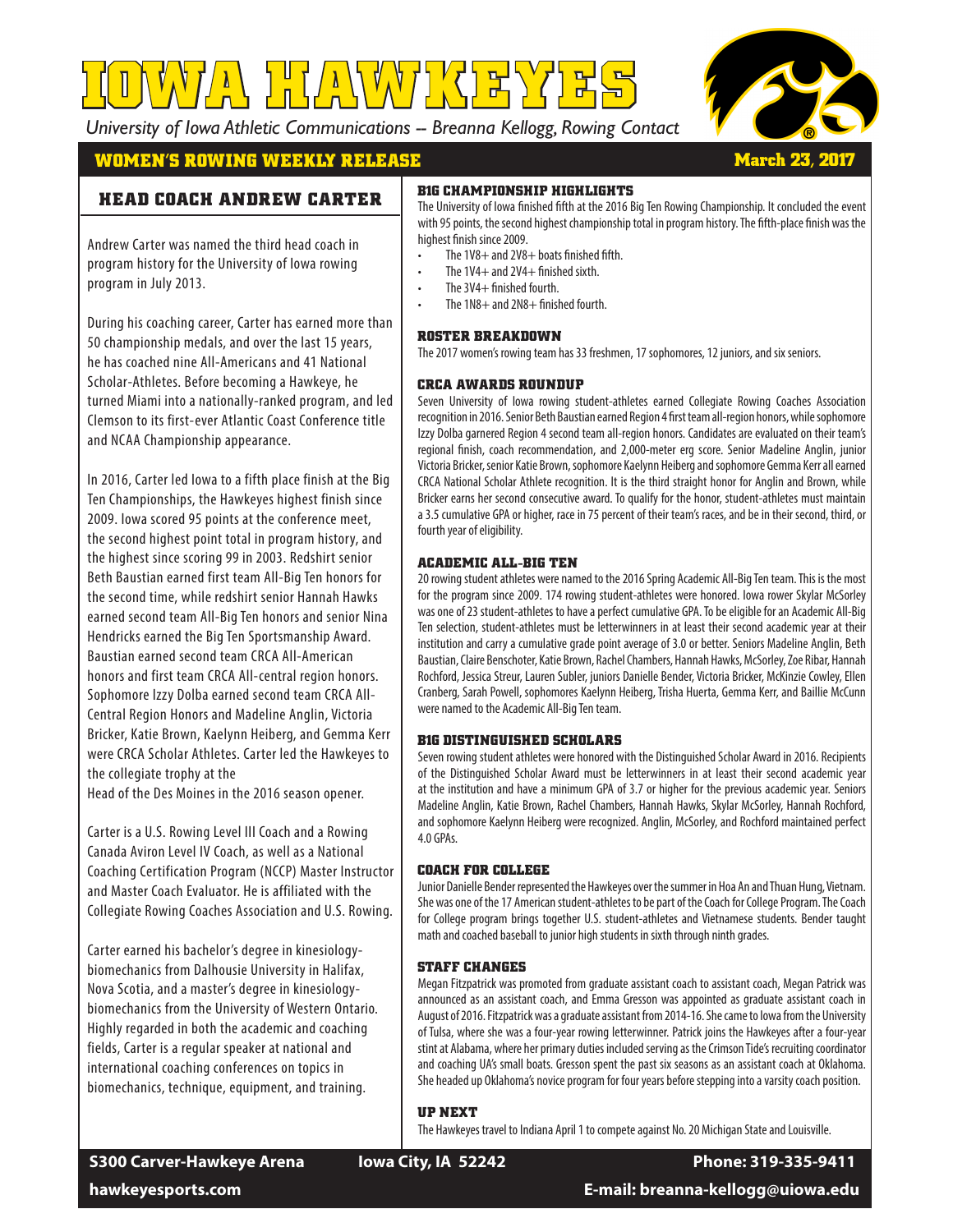# IOWA HAWKEYES

*University of Iowa Athletic Communications -- Breanna Kellogg, Rowing Contact*

## WOMEN'S ROWING WEEKLY RELEASE

March 23, 2017

## HEAD COACH ANDREW CARTER

Andrew Carter was named the third head coach in program history for the University of Iowa rowing program in July 2013.

During his coaching career, Carter has earned more than 50 championship medals, and over the last 15 years, he has coached nine All-Americans and 41 National Scholar-Athletes. Before becoming a Hawkeye, he turned Miami into a nationally-ranked program, and led Clemson to its first-ever Atlantic Coast Conference title and NCAA Championship appearance.

In 2016, Carter led Iowa to a fifth place finish at the Big Ten Championships, the Hawkeyes highest finish since 2009. Iowa scored 95 points at the conference meet, the second highest point total in program history, and the highest since scoring 99 in 2003. Redshirt senior Beth Baustian earned first team All-Big Ten honors for the second time, while redshirt senior Hannah Hawks earned second team All-Big Ten honors and senior Nina Hendricks earned the Big Ten Sportsmanship Award. Baustian earned second team CRCA All-American honors and first team CRCA All-central region honors. Sophomore Izzy Dolba earned second team CRCA All-Central Region Honors and Madeline Anglin, Victoria Bricker, Katie Brown, Kaelynn Heiberg, and Gemma Kerr were CRCA Scholar Athletes. Carter led the Hawkeyes to the collegiate trophy at the
Head of the Des Moines in the 2016 season opener.

Carter is a U.S. Rowing Level III Coach and a Rowing Canada Aviron Level IV Coach, as well as a National Coaching Certification Program (NCCP) Master Instructor and Master Coach Evaluator. He is affiliated with the Collegiate Rowing Coaches Association and U.S. Rowing.

Carter earned his bachelor's degree in kinesiology-biomechanics from Dalhousie University in Halifax, Nova Scotia, and a master's degree in kinesiology-biomechanics from the University of Western Ontario. Highly regarded in both the academic and coaching fields, Carter is a regular speaker at national and international coaching conferences on topics in biomechanics, technique, equipment, and training.

### B1G CHAMPIONSHIP HIGHLIGHTS

The University of Iowa finished fifth at the 2016 Big Ten Rowing Championship. It concluded the event with 95 points, the second highest championship total in program history. The fifth-place finish was the highest finish since 2009.

- The 1V8+ and 2V8+ boats finished fifth.
- The 1V4+ and 2V4+ finished sixth.
- The 3V4+ finished fourth.
- The 1N8+ and 2N8+ finished fourth.

### ROSTER BREAKDOWN

The 2017 women's rowing team has 33 freshmen, 17 sophomores, 12 juniors, and six seniors.

### CRCA AWARDS ROUNDUP

Seven University of Iowa rowing student-athletes earned Collegiate Rowing Coaches Association recognition in 2016. Senior Beth Baustian earned Region 4 first team all-region honors, while sophomore Izzy Dolba garnered Region 4 second team all-region honors. Candidates are evaluated on their team's regional finish, coach recommendation, and 2,000-meter erg score. Senior Madeline Anglin, junior Victoria Bricker, senior Katie Brown, sophomore Kaelynn Heiberg and sophomore Gemma Kerr all earned CRCA National Scholar Athlete recognition. It is the third straight honor for Anglin and Brown, while Bricker earns her second consecutive award. To qualify for the honor, student-athletes must maintain a 3.5 cumulative GPA or higher, race in 75 percent of their team's races, and be in their second, third, or fourth year of eligibility.

### ACADEMIC ALL-BIG TEN

20 rowing student athletes were named to the 2016 Spring Academic All-Big Ten team. This is the most for the program since 2009. 174 rowing student-athletes were honored. Iowa rower Skylar McSorley was one of 23 student-athletes to have a perfect cumulative GPA. To be eligible for an Academic All-Big Ten selection, student-athletes must be letterwinners in at least their second academic year at their institution and carry a cumulative grade point average of 3.0 or better. Seniors Madeline Anglin, Beth Baustian, Claire Benschoter, Katie Brown, Rachel Chambers, Hannah Hawks, McSorley, Zoe Ribar, Hannah Rochford, Jessica Streur, Lauren Subler, juniors Danielle Bender, Victoria Bricker, McKinzie Cowley, Ellen Cranberg, Sarah Powell, sophomores Kaelynn Heiberg, Trisha Huerta, Gemma Kerr, and Baillie McCunn were named to the Academic All-Big Ten team.

### B1G DISTINGUISHED SCHOLARS

Seven rowing student athletes were honored with the Distinguished Scholar Award in 2016. Recipients of the Distinguished Scholar Award must be letterwinners in at least their second academic year at the institution and have a minimum GPA of 3.7 or higher for the previous academic year. Seniors Madeline Anglin, Katie Brown, Rachel Chambers, Hannah Hawks, Skylar McSorley, Hannah Rochford, and sophomore Kaelynn Heiberg were recognized. Anglin, McSorley, and Rochford maintained perfect 4.0 GPAs.

### COACH FOR COLLEGE

Junior Danielle Bender represented the Hawkeyes over the summer in Hoa An and Thuan Hung, Vietnam. She was one of the 17 American student-athletes to be part of the Coach for College Program. The Coach for College program brings together U.S. student-athletes and Vietnamese students. Bender taught math and coached baseball to junior high students in sixth through ninth grades.

### STAFF CHANGES

Megan Fitzpatrick was promoted from graduate assistant coach to assistant coach, Megan Patrick was announced as an assistant coach, and Emma Gresson was appointed as graduate assistant coach in August of 2016. Fitzpatrick was a graduate assistant from 2014-16. She came to Iowa from the University of Tulsa, where she was a four-year rowing letterwinner. Patrick joins the Hawkeyes after a four-year stint at Alabama, where her primary duties included serving as the Crimson Tide's recruiting coordinator and coaching UA's small boats. Gresson spent the past six seasons as an assistant coach at Oklahoma. She headed up Oklahoma's novice program for four years before stepping into a varsity coach position.

### UP NEXT

The Hawkeyes travel to Indiana April 1 to compete against No. 20 Michigan State and Louisville.

S300 Carver-Hawkeye Arena Iowa City, IA 52242 Phone: 319-335-9411
hawkeyesports.com E-mail: breanna-kellogg@uiowa.edu